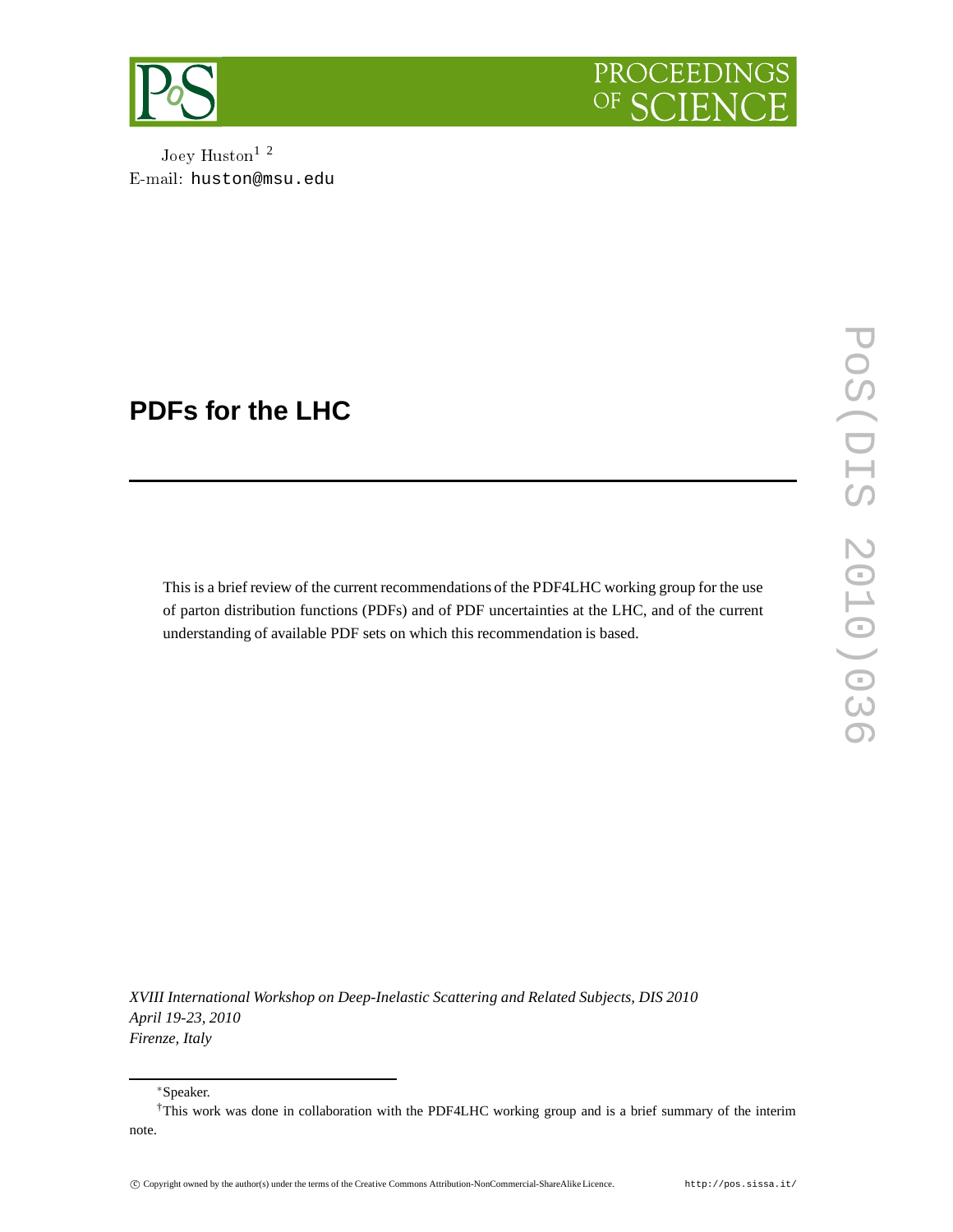Joey Huston[1 2]
E-mail: huston@msu.edu

# PDFs for the LHC

This is a brief review of the current recommendations of the PDF4LHC working group for the use of parton distribution functions (PDFs) and of PDF uncertainties at the LHC, and of the current understanding of available PDF sets on which this recommendation is based.

*XVIII International Workshop on Deep-Inelastic Scattering and Related Subjects, DIS 2010*
*April 19-23, 2010*
*Firenze, Italy*

[*] Speaker.

[†] This work was done in collaboration with the PDF4LHC working group and is a brief summary of the interim note.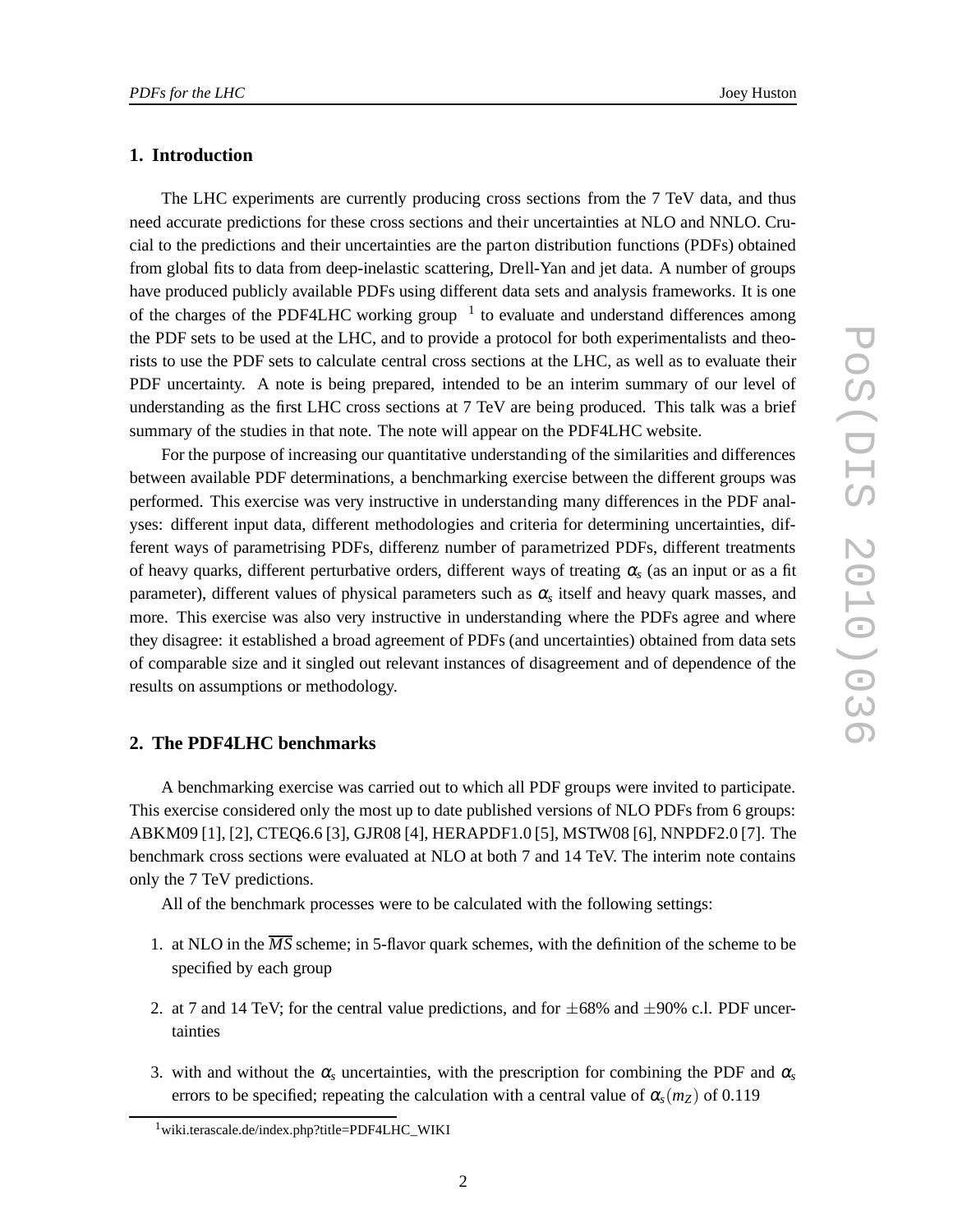## 1. Introduction

The LHC experiments are currently producing cross sections from the 7 TeV data, and thus need accurate predictions for these cross sections and their uncertainties at NLO and NNLO. Crucial to the predictions and their uncertainties are the parton distribution functions (PDFs) obtained from global fits to data from deep-inelastic scattering, Drell-Yan and jet data. A number of groups have produced publicly available PDFs using different data sets and analysis frameworks. It is one of the charges of the PDF4LHC working group [1] to evaluate and understand differences among the PDF sets to be used at the LHC, and to provide a protocol for both experimentalists and theorists to use the PDF sets to calculate central cross sections at the LHC, as well as to evaluate their PDF uncertainty. A note is being prepared, intended to be an interim summary of our level of understanding as the first LHC cross sections at 7 TeV are being produced. This talk was a brief summary of the studies in that note. The note will appear on the PDF4LHC website.

For the purpose of increasing our quantitative understanding of the similarities and differences between available PDF determinations, a benchmarking exercise between the different groups was performed. This exercise was very instructive in understanding many differences in the PDF analyses: different input data, different methodologies and criteria for determining uncertainties, different ways of parametrising PDFs, differenz number of parametrized PDFs, different treatments of heavy quarks, different perturbative orders, different ways of treating $\alpha_s$ (as an input or as a fit parameter), different values of physical parameters such as $\alpha_s$ itself and heavy quark masses, and more. This exercise was also very instructive in understanding where the PDFs agree and where they disagree: it established a broad agreement of PDFs (and uncertainties) obtained from data sets of comparable size and it singled out relevant instances of disagreement and of dependence of the results on assumptions or methodology.

## 2. The PDF4LHC benchmarks

A benchmarking exercise was carried out to which all PDF groups were invited to participate. This exercise considered only the most up to date published versions of NLO PDFs from 6 groups: ABKM09 [1], [2], CTEQ6.6 [3], GJR08 [4], HERAPDF1.0 [5], MSTW08 [6], NNPDF2.0 [7]. The benchmark cross sections were evaluated at NLO at both 7 and 14 TeV. The interim note contains only the 7 TeV predictions.

All of the benchmark processes were to be calculated with the following settings:

1. at NLO in the $\overline{MS}$ scheme; in 5-flavor quark schemes, with the definition of the scheme to be specified by each group
2. at 7 and 14 TeV; for the central value predictions, and for $\pm 68\%$ and $\pm 90\%$ c.l. PDF uncertainties
3. with and without the $\alpha_s$ uncertainties, with the prescription for combining the PDF and $\alpha_s$ errors to be specified; repeating the calculation with a central value of $\alpha_s(m_Z)$ of 0.119

[1] wiki.terascale.de/index.php?title=PDF4LHC_WIKI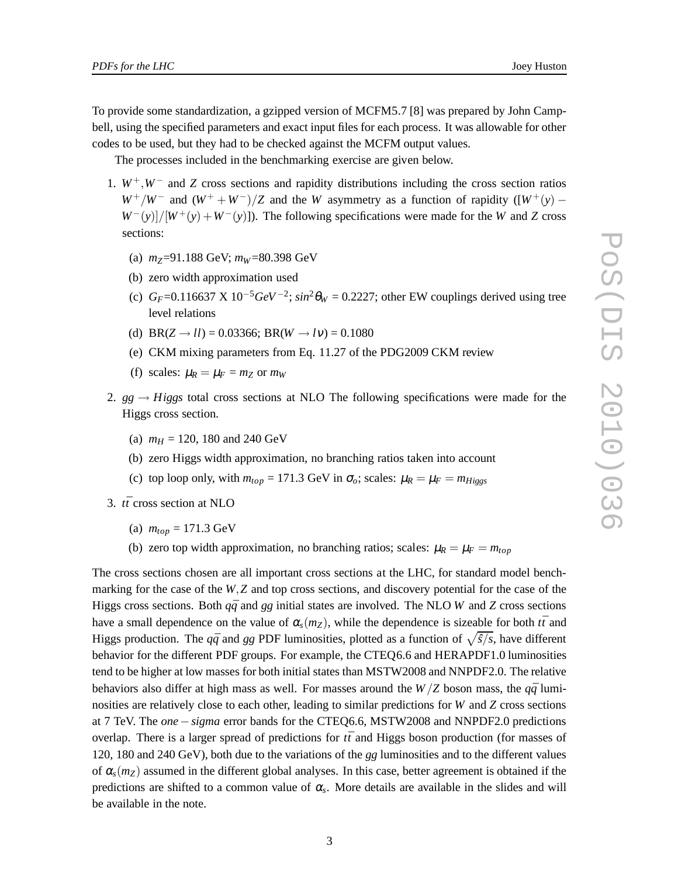To provide some standardization, a gzipped version of MCFM5.7 [8] was prepared by John Campbell, using the specified parameters and exact input files for each process. It was allowable for other codes to be used, but they had to be checked against the MCFM output values.

The processes included in the benchmarking exercise are given below.

1. $W^+$,$W^-$ and $Z$ cross sections and rapidity distributions including the cross section ratios $W^+/W^-$ and $(W^+ + W^-)/Z$ and the $W$ asymmetry as a function of rapidity ($[W^+(y) - W^-(y)]/[W^+(y) + W^-(y)]$). The following specifications were made for the $W$ and $Z$ cross sections:
   (a) $m_Z$=91.188 GeV; $m_W$=80.398 GeV
   (b) zero width approximation used
   (c) $G_F$=0.116637 X $10^{-5} GeV^{-2}$; $sin^2\theta_W$ = 0.2227; other EW couplings derived using tree level relations
   (d) BR($Z \rightarrow ll$) = 0.03366; BR($W \rightarrow l\nu$) = 0.1080
   (e) CKM mixing parameters from Eq. 11.27 of the PDG2009 CKM review
   (f) scales: $\mu_R = \mu_F$ = $m_Z$ or $m_W$
2. $gg \rightarrow Higgs$ total cross sections at NLO The following specifications were made for the Higgs cross section.
   (a) $m_H$ = 120, 180 and 240 GeV
   (b) zero Higgs width approximation, no branching ratios taken into account
   (c) top loop only, with $m_{top}$ = 171.3 GeV in $\sigma_o$; scales: $\mu_R = \mu_F = m_{Higgs}$
3. $t\bar{t}$ cross section at NLO
   (a) $m_{top}$ = 171.3 GeV
   (b) zero top width approximation, no branching ratios; scales: $\mu_R = \mu_F = m_{top}$

The cross sections chosen are all important cross sections at the LHC, for standard model benchmarking for the case of the $W,Z$ and top cross sections, and discovery potential for the case of the Higgs cross sections. Both $q\bar{q}$ and $gg$ initial states are involved. The NLO $W$ and $Z$ cross sections have a small dependence on the value of $\alpha_s(m_Z)$, while the dependence is sizeable for both $t\bar{t}$ and Higgs production. The $q\bar{q}$ and $gg$ PDF luminosities, plotted as a function of $\sqrt{\hat{s}/s}$, have different behavior for the different PDF groups. For example, the CTEQ6.6 and HERAPDF1.0 luminosities tend to be higher at low masses for both initial states than MSTW2008 and NNPDF2.0. The relative behaviors also differ at high mass as well. For masses around the $W/Z$ boson mass, the $q\bar{q}$ luminosities are relatively close to each other, leading to similar predictions for $W$ and $Z$ cross sections at 7 TeV. The *one − sigma* error bands for the CTEQ6.6, MSTW2008 and NNPDF2.0 predictions overlap. There is a larger spread of predictions for $t\bar{t}$ and Higgs boson production (for masses of 120, 180 and 240 GeV), both due to the variations of the $gg$ luminosities and to the different values of $\alpha_s(m_Z)$ assumed in the different global analyses. In this case, better agreement is obtained if the predictions are shifted to a common value of $\alpha_s$. More details are available in the slides and will be available in the note.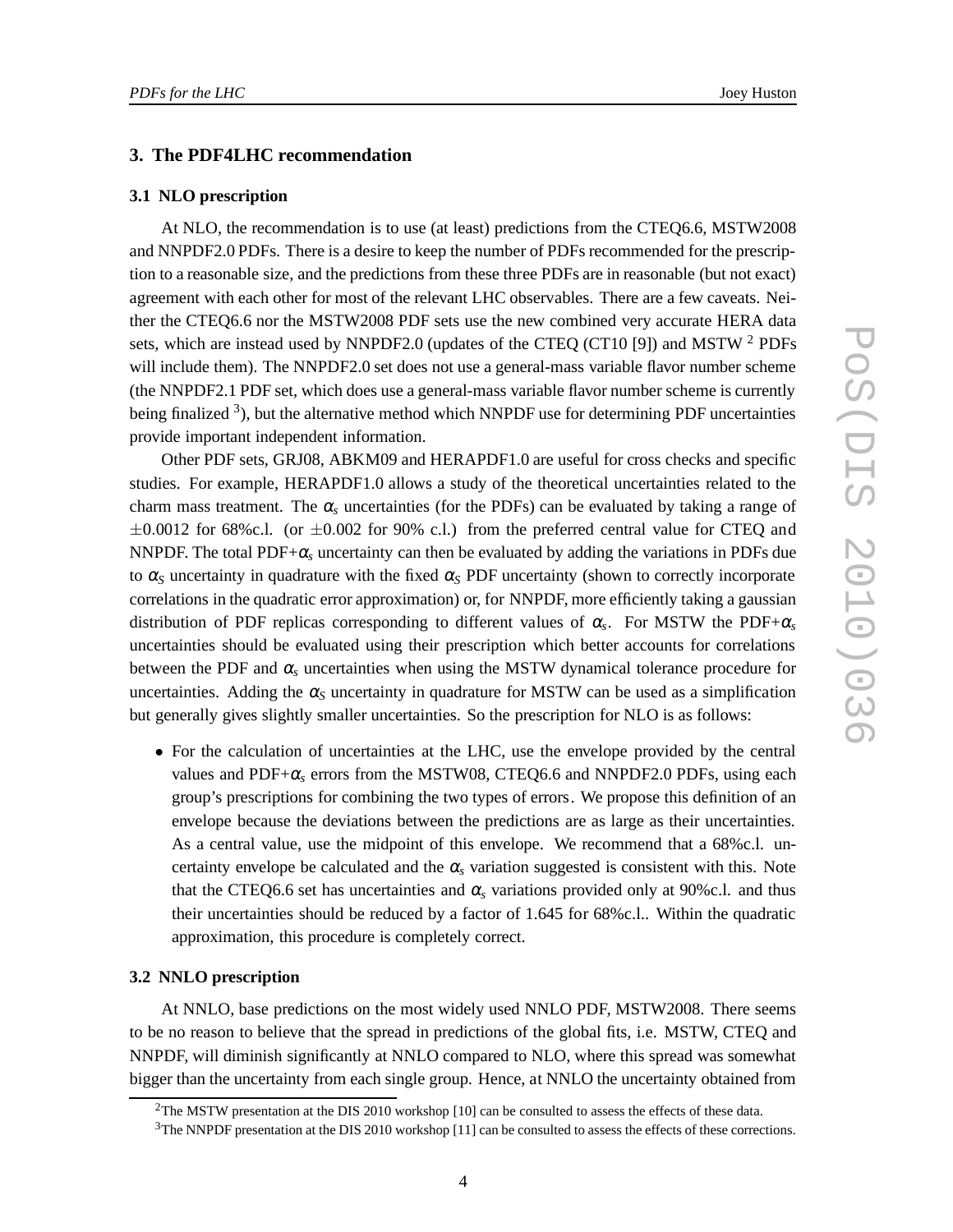## 3. The PDF4LHC recommendation

### 3.1 NLO prescription

At NLO, the recommendation is to use (at least) predictions from the CTEQ6.6, MSTW2008 and NNPDF2.0 PDFs. There is a desire to keep the number of PDFs recommended for the prescription to a reasonable size, and the predictions from these three PDFs are in reasonable (but not exact) agreement with each other for most of the relevant LHC observables. There are a few caveats. Neither the CTEQ6.6 nor the MSTW2008 PDF sets use the new combined very accurate HERA data sets, which are instead used by NNPDF2.0 (updates of the CTEQ (CT10 [9]) and MSTW [2] PDFs will include them). The NNPDF2.0 set does not use a general-mass variable flavor number scheme (the NNPDF2.1 PDF set, which does use a general-mass variable flavor number scheme is currently being finalized [3]), but the alternative method which NNPDF use for determining PDF uncertainties provide important independent information.

Other PDF sets, GRJ08, ABKM09 and HERAPDF1.0 are useful for cross checks and specific studies. For example, HERAPDF1.0 allows a study of the theoretical uncertainties related to the charm mass treatment. The $\alpha_s$ uncertainties (for the PDFs) can be evaluated by taking a range of $\pm 0.0012$ for 68%c.l. (or $\pm 0.002$ for 90% c.l.) from the preferred central value for CTEQ and NNPDF. The total PDF+$\alpha_s$ uncertainty can then be evaluated by adding the variations in PDFs due to $\alpha_S$ uncertainty in quadrature with the fixed $\alpha_S$ PDF uncertainty (shown to correctly incorporate correlations in the quadratic error approximation) or, for NNPDF, more efficiently taking a gaussian distribution of PDF replicas corresponding to different values of $\alpha_s$. For MSTW the PDF+$\alpha_s$ uncertainties should be evaluated using their prescription which better accounts for correlations between the PDF and $\alpha_s$ uncertainties when using the MSTW dynamical tolerance procedure for uncertainties. Adding the $\alpha_S$ uncertainty in quadrature for MSTW can be used as a simplification but generally gives slightly smaller uncertainties. So the prescription for NLO is as follows:

- For the calculation of uncertainties at the LHC, use the envelope provided by the central values and PDF+$\alpha_s$ errors from the MSTW08, CTEQ6.6 and NNPDF2.0 PDFs, using each group's prescriptions for combining the two types of errors. We propose this definition of an envelope because the deviations between the predictions are as large as their uncertainties. As a central value, use the midpoint of this envelope. We recommend that a 68%c.l. uncertainty envelope be calculated and the $\alpha_s$ variation suggested is consistent with this. Note that the CTEQ6.6 set has uncertainties and $\alpha_s$ variations provided only at 90%c.l. and thus their uncertainties should be reduced by a factor of 1.645 for 68%c.l.. Within the quadratic approximation, this procedure is completely correct.

### 3.2 NNLO prescription

At NNLO, base predictions on the most widely used NNLO PDF, MSTW2008. There seems to be no reason to believe that the spread in predictions of the global fits, i.e. MSTW, CTEQ and NNPDF, will diminish significantly at NNLO compared to NLO, where this spread was somewhat bigger than the uncertainty from each single group. Hence, at NNLO the uncertainty obtained from

[2] The MSTW presentation at the DIS 2010 workshop [10] can be consulted to assess the effects of these data.

[3] The NNPDF presentation at the DIS 2010 workshop [11] can be consulted to assess the effects of these corrections.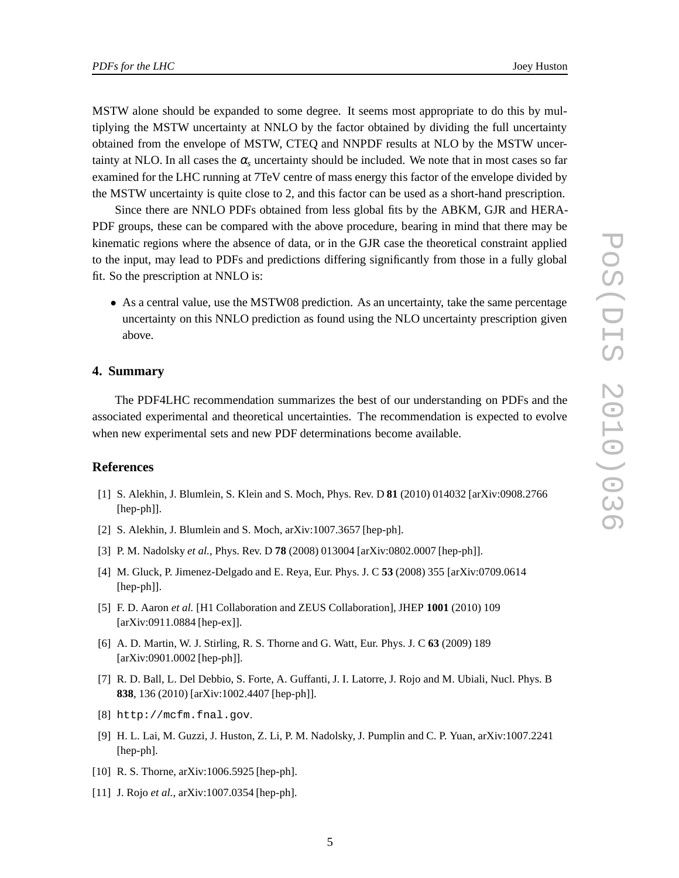MSTW alone should be expanded to some degree. It seems most appropriate to do this by multiplying the MSTW uncertainty at NNLO by the factor obtained by dividing the full uncertainty obtained from the envelope of MSTW, CTEQ and NNPDF results at NLO by the MSTW uncertainty at NLO. In all cases the $\alpha_s$ uncertainty should be included. We note that in most cases so far examined for the LHC running at 7TeV centre of mass energy this factor of the envelope divided by the MSTW uncertainty is quite close to 2, and this factor can be used as a short-hand prescription.

Since there are NNLO PDFs obtained from less global fits by the ABKM, GJR and HERAPDF groups, these can be compared with the above procedure, bearing in mind that there may be kinematic regions where the absence of data, or in the GJR case the theoretical constraint applied to the input, may lead to PDFs and predictions differing significantly from those in a fully global fit. So the prescription at NNLO is:

- As a central value, use the MSTW08 prediction. As an uncertainty, take the same percentage uncertainty on this NNLO prediction as found using the NLO uncertainty prescription given above.

## 4. Summary

The PDF4LHC recommendation summarizes the best of our understanding on PDFs and the associated experimental and theoretical uncertainties. The recommendation is expected to evolve when new experimental sets and new PDF determinations become available.

## References

[1] S. Alekhin, J. Blumlein, S. Klein and S. Moch, Phys. Rev. D **81** (2010) 014032 [arXiv:0908.2766 [hep-ph]].

[2] S. Alekhin, J. Blumlein and S. Moch, arXiv:1007.3657 [hep-ph].

[3] P. M. Nadolsky *et al.*, Phys. Rev. D **78** (2008) 013004 [arXiv:0802.0007 [hep-ph]].

[4] M. Gluck, P. Jimenez-Delgado and E. Reya, Eur. Phys. J. C **53** (2008) 355 [arXiv:0709.0614 [hep-ph]].

[5] F. D. Aaron *et al.* [H1 Collaboration and ZEUS Collaboration], JHEP **1001** (2010) 109 [arXiv:0911.0884 [hep-ex]].

[6] A. D. Martin, W. J. Stirling, R. S. Thorne and G. Watt, Eur. Phys. J. C **63** (2009) 189 [arXiv:0901.0002 [hep-ph]].

[7] R. D. Ball, L. Del Debbio, S. Forte, A. Guffanti, J. I. Latorre, J. Rojo and M. Ubiali, Nucl. Phys. B **838**, 136 (2010) [arXiv:1002.4407 [hep-ph]].

[8] `http://mcfm.fnal.gov`.

[9] H. L. Lai, M. Guzzi, J. Huston, Z. Li, P. M. Nadolsky, J. Pumplin and C. P. Yuan, arXiv:1007.2241 [hep-ph].

[10] R. S. Thorne, arXiv:1006.5925 [hep-ph].

[11] J. Rojo *et al.*, arXiv:1007.0354 [hep-ph].